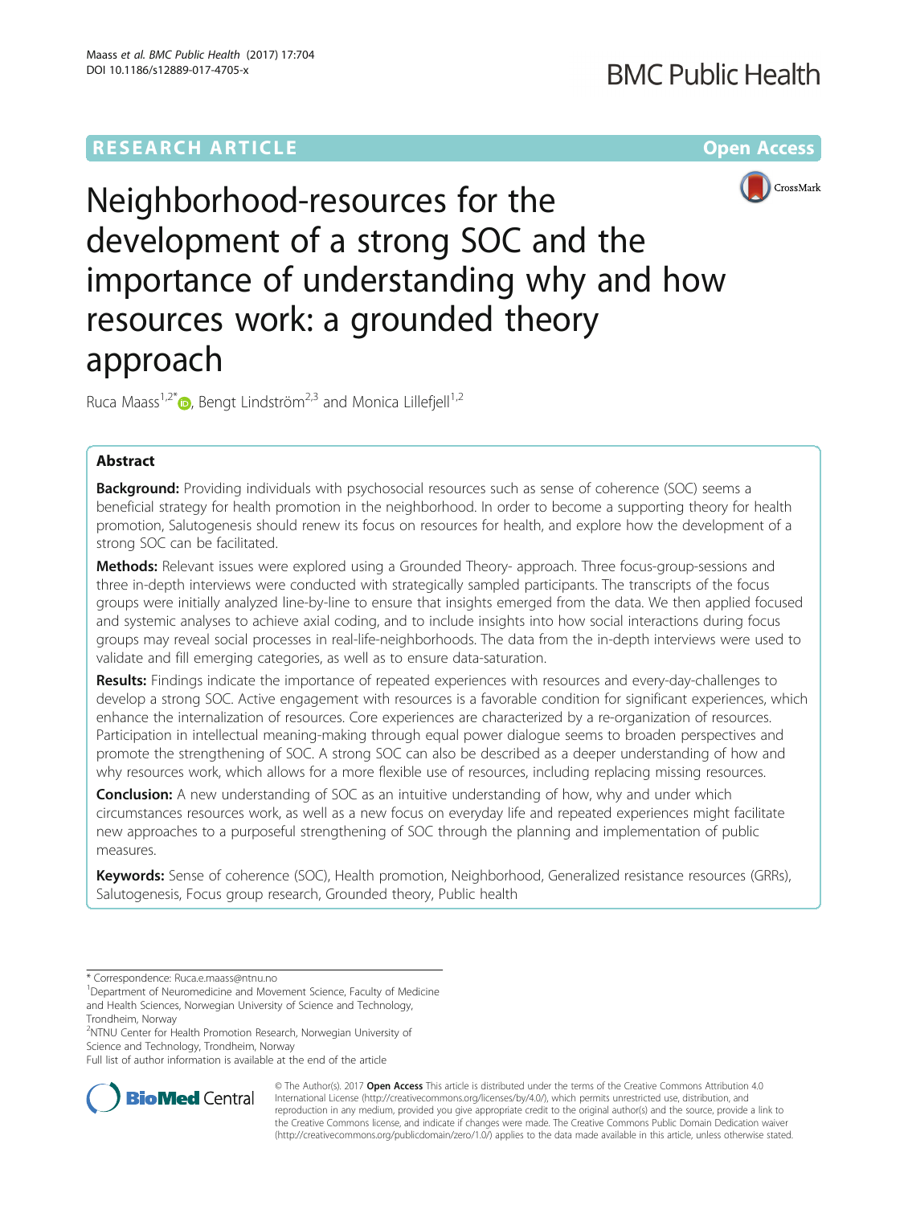RESEARCH ARTICLE Open Access

# Neighborhood-resources for the development of a strong SOC and the importance of understanding why and how resources work: a grounded theory approach

Ruca Maass[1,2*], Bengt Lindström[2,3] and Monica Lillefjell[1,2]

## Abstract

**Background:** Providing individuals with psychosocial resources such as sense of coherence (SOC) seems a beneficial strategy for health promotion in the neighborhood. In order to become a supporting theory for health promotion, Salutogenesis should renew its focus on resources for health, and explore how the development of a strong SOC can be facilitated.

**Methods:** Relevant issues were explored using a Grounded Theory- approach. Three focus-group-sessions and three in-depth interviews were conducted with strategically sampled participants. The transcripts of the focus groups were initially analyzed line-by-line to ensure that insights emerged from the data. We then applied focused and systemic analyses to achieve axial coding, and to include insights into how social interactions during focus groups may reveal social processes in real-life-neighborhoods. The data from the in-depth interviews were used to validate and fill emerging categories, as well as to ensure data-saturation.

**Results:** Findings indicate the importance of repeated experiences with resources and every-day-challenges to develop a strong SOC. Active engagement with resources is a favorable condition for significant experiences, which enhance the internalization of resources. Core experiences are characterized by a re-organization of resources. Participation in intellectual meaning-making through equal power dialogue seems to broaden perspectives and promote the strengthening of SOC. A strong SOC can also be described as a deeper understanding of how and why resources work, which allows for a more flexible use of resources, including replacing missing resources.

**Conclusion:** A new understanding of SOC as an intuitive understanding of how, why and under which circumstances resources work, as well as a new focus on everyday life and repeated experiences might facilitate new approaches to a purposeful strengthening of SOC through the planning and implementation of public measures.

**Keywords:** Sense of coherence (SOC), Health promotion, Neighborhood, Generalized resistance resources (GRRs), Salutogenesis, Focus group research, Grounded theory, Public health

\* Correspondence: Ruca.e.maass@ntnu.no

[1]Department of Neuromedicine and Movement Science, Faculty of Medicine and Health Sciences, Norwegian University of Science and Technology, Trondheim, Norway

[2]NTNU Center for Health Promotion Research, Norwegian University of Science and Technology, Trondheim, Norway

Full list of author information is available at the end of the article

© The Author(s). 2017 **Open Access** This article is distributed under the terms of the Creative Commons Attribution 4.0 International License (http://creativecommons.org/licenses/by/4.0/), which permits unrestricted use, distribution, and reproduction in any medium, provided you give appropriate credit to the original author(s) and the source, provide a link to the Creative Commons license, and indicate if changes were made. The Creative Commons Public Domain Dedication waiver (http://creativecommons.org/publicdomain/zero/1.0/) applies to the data made available in this article, unless otherwise stated.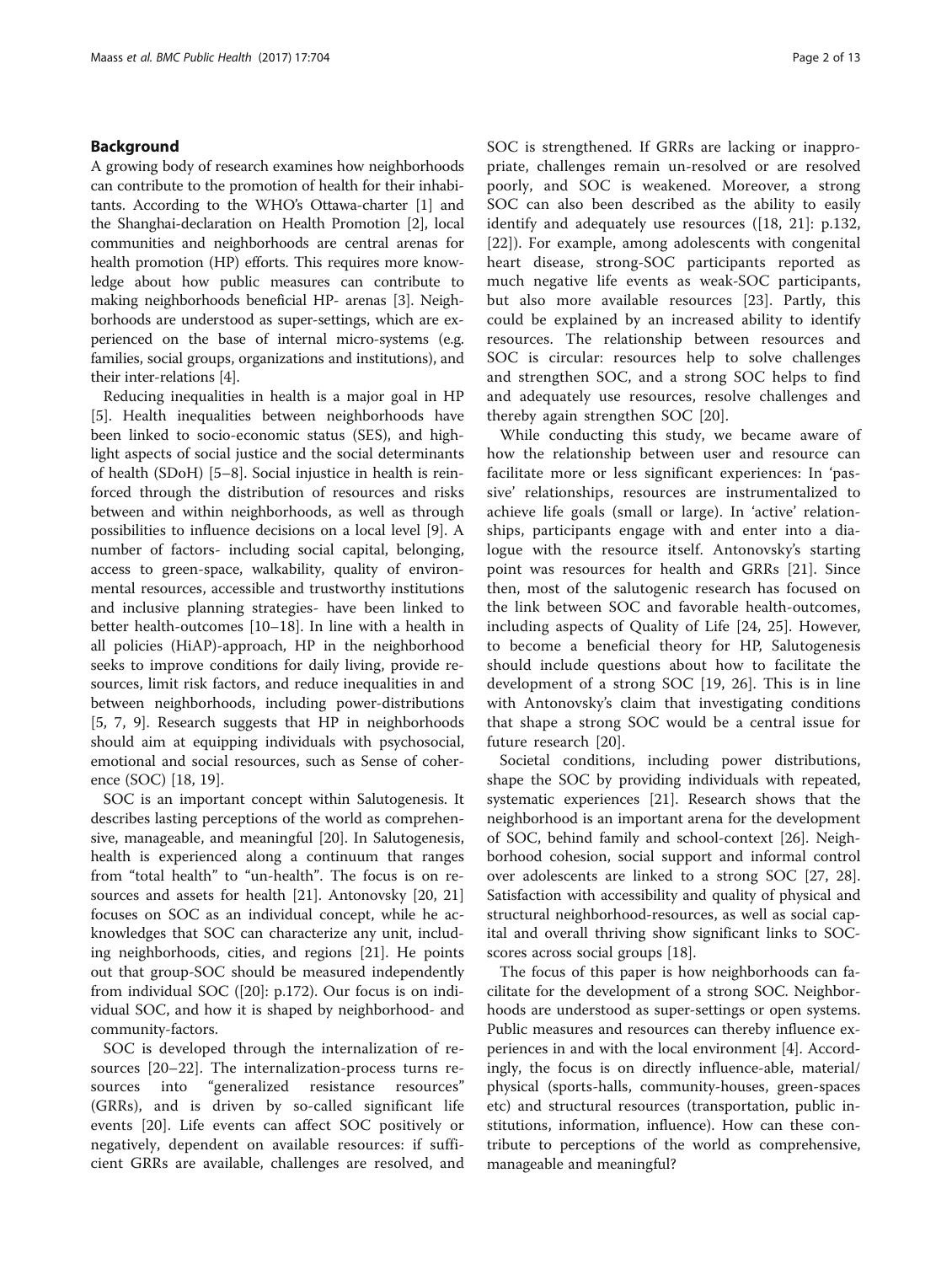## Background

A growing body of research examines how neighborhoods can contribute to the promotion of health for their inhabitants. According to the WHO's Ottawa-charter [1] and the Shanghai-declaration on Health Promotion [2], local communities and neighborhoods are central arenas for health promotion (HP) efforts. This requires more knowledge about how public measures can contribute to making neighborhoods beneficial HP- arenas [3]. Neighborhoods are understood as super-settings, which are experienced on the base of internal micro-systems (e.g. families, social groups, organizations and institutions), and their inter-relations [4].

Reducing inequalities in health is a major goal in HP [5]. Health inequalities between neighborhoods have been linked to socio-economic status (SES), and highlight aspects of social justice and the social determinants of health (SDoH) [5–8]. Social injustice in health is reinforced through the distribution of resources and risks between and within neighborhoods, as well as through possibilities to influence decisions on a local level [9]. A number of factors- including social capital, belonging, access to green-space, walkability, quality of environmental resources, accessible and trustworthy institutions and inclusive planning strategies- have been linked to better health-outcomes [10–18]. In line with a health in all policies (HiAP)-approach, HP in the neighborhood seeks to improve conditions for daily living, provide resources, limit risk factors, and reduce inequalities in and between neighborhoods, including power-distributions [5, 7, 9]. Research suggests that HP in neighborhoods should aim at equipping individuals with psychosocial, emotional and social resources, such as Sense of coherence (SOC) [18, 19].

SOC is an important concept within Salutogenesis. It describes lasting perceptions of the world as comprehensive, manageable, and meaningful [20]. In Salutogenesis, health is experienced along a continuum that ranges from "total health" to "un-health". The focus is on resources and assets for health [21]. Antonovsky [20, 21] focuses on SOC as an individual concept, while he acknowledges that SOC can characterize any unit, including neighborhoods, cities, and regions [21]. He points out that group-SOC should be measured independently from individual SOC ([20]: p.172). Our focus is on individual SOC, and how it is shaped by neighborhood- and community-factors.

SOC is developed through the internalization of resources [20–22]. The internalization-process turns resources into "generalized resistance resources" (GRRs), and is driven by so-called significant life events [20]. Life events can affect SOC positively or negatively, dependent on available resources: if sufficient GRRs are available, challenges are resolved, and SOC is strengthened. If GRRs are lacking or inappropriate, challenges remain un-resolved or are resolved poorly, and SOC is weakened. Moreover, a strong SOC can also been described as the ability to easily identify and adequately use resources ([18, 21]: p.132, [22]). For example, among adolescents with congenital heart disease, strong-SOC participants reported as much negative life events as weak-SOC participants, but also more available resources [23]. Partly, this could be explained by an increased ability to identify resources. The relationship between resources and SOC is circular: resources help to solve challenges and strengthen SOC, and a strong SOC helps to find and adequately use resources, resolve challenges and thereby again strengthen SOC [20].

While conducting this study, we became aware of how the relationship between user and resource can facilitate more or less significant experiences: In 'passive' relationships, resources are instrumentalized to achieve life goals (small or large). In 'active' relationships, participants engage with and enter into a dialogue with the resource itself. Antonovsky's starting point was resources for health and GRRs [21]. Since then, most of the salutogenic research has focused on the link between SOC and favorable health-outcomes, including aspects of Quality of Life [24, 25]. However, to become a beneficial theory for HP, Salutogenesis should include questions about how to facilitate the development of a strong SOC [19, 26]. This is in line with Antonovsky's claim that investigating conditions that shape a strong SOC would be a central issue for future research [20].

Societal conditions, including power distributions, shape the SOC by providing individuals with repeated, systematic experiences [21]. Research shows that the neighborhood is an important arena for the development of SOC, behind family and school-context [26]. Neighborhood cohesion, social support and informal control over adolescents are linked to a strong SOC [27, 28]. Satisfaction with accessibility and quality of physical and structural neighborhood-resources, as well as social capital and overall thriving show significant links to SOC-scores across social groups [18].

The focus of this paper is how neighborhoods can facilitate for the development of a strong SOC. Neighborhoods are understood as super-settings or open systems. Public measures and resources can thereby influence experiences in and with the local environment [4]. Accordingly, the focus is on directly influence-able, material/physical (sports-halls, community-houses, green-spaces etc) and structural resources (transportation, public institutions, information, influence). How can these contribute to perceptions of the world as comprehensive, manageable and meaningful?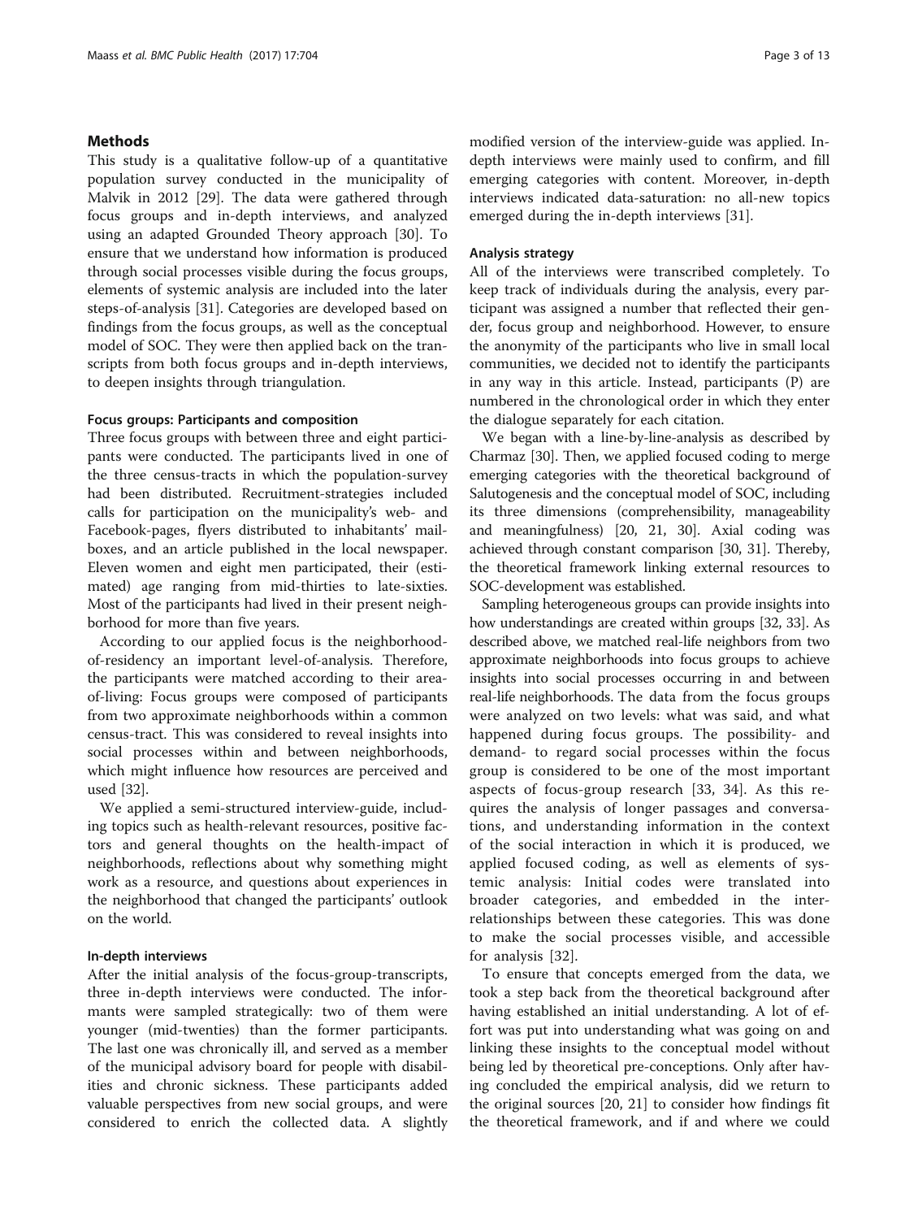## Methods

This study is a qualitative follow-up of a quantitative population survey conducted in the municipality of Malvik in 2012 [29]. The data were gathered through focus groups and in-depth interviews, and analyzed using an adapted Grounded Theory approach [30]. To ensure that we understand how information is produced through social processes visible during the focus groups, elements of systemic analysis are included into the later steps-of-analysis [31]. Categories are developed based on findings from the focus groups, as well as the conceptual model of SOC. They were then applied back on the transcripts from both focus groups and in-depth interviews, to deepen insights through triangulation.

### Focus groups: Participants and composition

Three focus groups with between three and eight participants were conducted. The participants lived in one of the three census-tracts in which the population-survey had been distributed. Recruitment-strategies included calls for participation on the municipality's web- and Facebook-pages, flyers distributed to inhabitants' mailboxes, and an article published in the local newspaper. Eleven women and eight men participated, their (estimated) age ranging from mid-thirties to late-sixties. Most of the participants had lived in their present neighborhood for more than five years.

According to our applied focus is the neighborhood-of-residency an important level-of-analysis. Therefore, the participants were matched according to their area-of-living: Focus groups were composed of participants from two approximate neighborhoods within a common census-tract. This was considered to reveal insights into social processes within and between neighborhoods, which might influence how resources are perceived and used [32].

We applied a semi-structured interview-guide, including topics such as health-relevant resources, positive factors and general thoughts on the health-impact of neighborhoods, reflections about why something might work as a resource, and questions about experiences in the neighborhood that changed the participants' outlook on the world.

### In-depth interviews

After the initial analysis of the focus-group-transcripts, three in-depth interviews were conducted. The informants were sampled strategically: two of them were younger (mid-twenties) than the former participants. The last one was chronically ill, and served as a member of the municipal advisory board for people with disabilities and chronic sickness. These participants added valuable perspectives from new social groups, and were considered to enrich the collected data. A slightly modified version of the interview-guide was applied. In-depth interviews were mainly used to confirm, and fill emerging categories with content. Moreover, in-depth interviews indicated data-saturation: no all-new topics emerged during the in-depth interviews [31].

### Analysis strategy

All of the interviews were transcribed completely. To keep track of individuals during the analysis, every participant was assigned a number that reflected their gender, focus group and neighborhood. However, to ensure the anonymity of the participants who live in small local communities, we decided not to identify the participants in any way in this article. Instead, participants (P) are numbered in the chronological order in which they enter the dialogue separately for each citation.

We began with a line-by-line-analysis as described by Charmaz [30]. Then, we applied focused coding to merge emerging categories with the theoretical background of Salutogenesis and the conceptual model of SOC, including its three dimensions (comprehensibility, manageability and meaningfulness) [20, 21, 30]. Axial coding was achieved through constant comparison [30, 31]. Thereby, the theoretical framework linking external resources to SOC-development was established.

Sampling heterogeneous groups can provide insights into how understandings are created within groups [32, 33]. As described above, we matched real-life neighbors from two approximate neighborhoods into focus groups to achieve insights into social processes occurring in and between real-life neighborhoods. The data from the focus groups were analyzed on two levels: what was said, and what happened during focus groups. The possibility- and demand- to regard social processes within the focus group is considered to be one of the most important aspects of focus-group research [33, 34]. As this requires the analysis of longer passages and conversations, and understanding information in the context of the social interaction in which it is produced, we applied focused coding, as well as elements of systemic analysis: Initial codes were translated into broader categories, and embedded in the interrelationships between these categories. This was done to make the social processes visible, and accessible for analysis [32].

To ensure that concepts emerged from the data, we took a step back from the theoretical background after having established an initial understanding. A lot of effort was put into understanding what was going on and linking these insights to the conceptual model without being led by theoretical pre-conceptions. Only after having concluded the empirical analysis, did we return to the original sources [20, 21] to consider how findings fit the theoretical framework, and if and where we could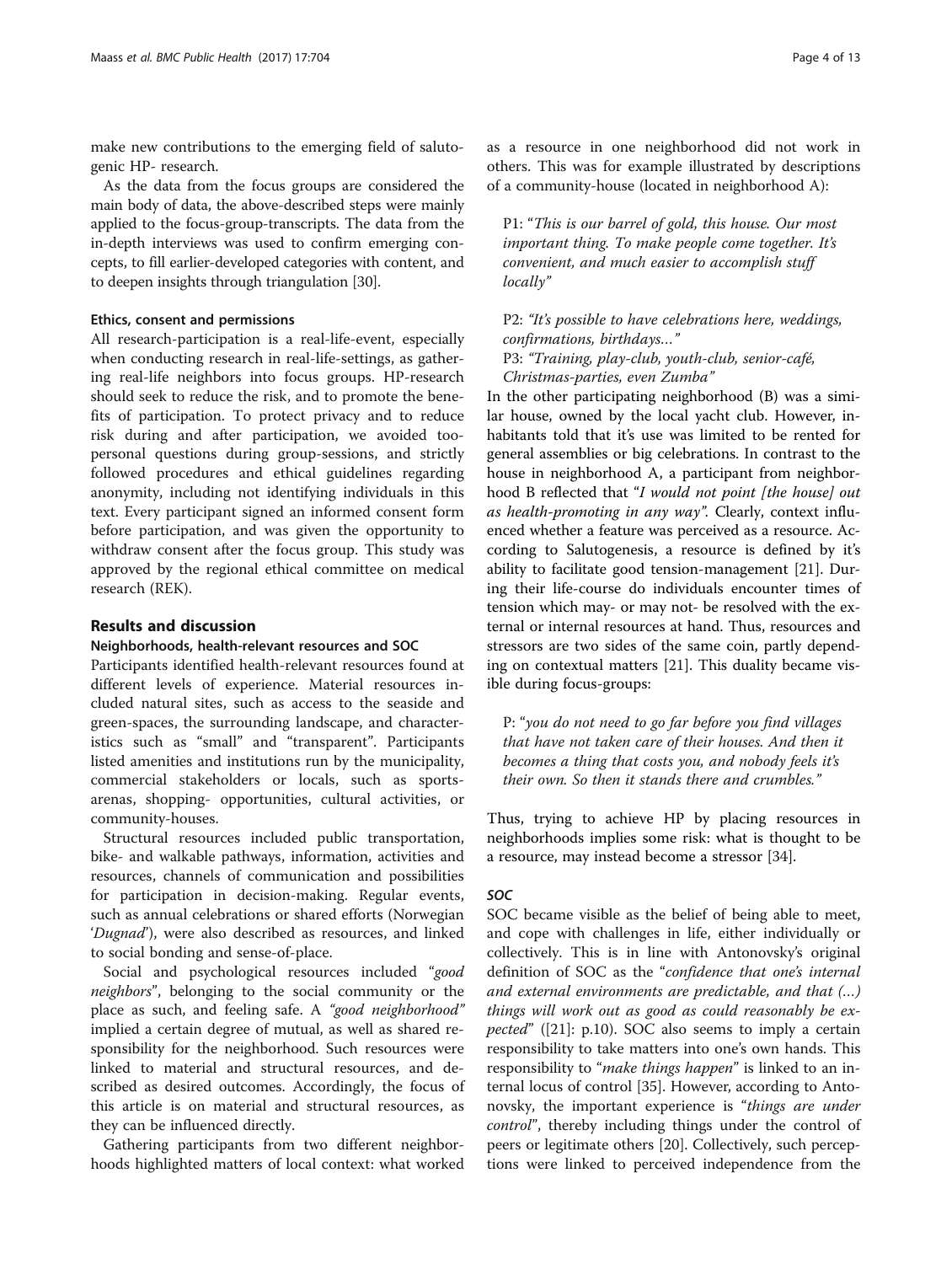make new contributions to the emerging field of salutogenic HP- research.

As the data from the focus groups are considered the main body of data, the above-described steps were mainly applied to the focus-group-transcripts. The data from the in-depth interviews was used to confirm emerging concepts, to fill earlier-developed categories with content, and to deepen insights through triangulation [30].

#### Ethics, consent and permissions

All research-participation is a real-life-event, especially when conducting research in real-life-settings, as gathering real-life neighbors into focus groups. HP-research should seek to reduce the risk, and to promote the benefits of participation. To protect privacy and to reduce risk during and after participation, we avoided too-personal questions during group-sessions, and strictly followed procedures and ethical guidelines regarding anonymity, including not identifying individuals in this text. Every participant signed an informed consent form before participation, and was given the opportunity to withdraw consent after the focus group. This study was approved by the regional ethical committee on medical research (REK).

## Results and discussion

### Neighborhoods, health-relevant resources and SOC

Participants identified health-relevant resources found at different levels of experience. Material resources included natural sites, such as access to the seaside and green-spaces, the surrounding landscape, and characteristics such as "small" and "transparent". Participants listed amenities and institutions run by the municipality, commercial stakeholders or locals, such as sports-arenas, shopping- opportunities, cultural activities, or community-houses.

Structural resources included public transportation, bike- and walkable pathways, information, activities and resources, channels of communication and possibilities for participation in decision-making. Regular events, such as annual celebrations or shared efforts (Norwegian '*Dugnad*'), were also described as resources, and linked to social bonding and sense-of-place.

Social and psychological resources included "*good neighbors*", belonging to the social community or the place as such, and feeling safe. A "*good neighborhood*" implied a certain degree of mutual, as well as shared responsibility for the neighborhood. Such resources were linked to material and structural resources, and described as desired outcomes. Accordingly, the focus of this article is on material and structural resources, as they can be influenced directly.

Gathering participants from two different neighborhoods highlighted matters of local context: what worked as a resource in one neighborhood did not work in others. This was for example illustrated by descriptions of a community-house (located in neighborhood A):

> P1: "*This is our barrel of gold, this house. Our most important thing. To make people come together. It's convenient, and much easier to accomplish stuff locally*"
>
> P2: "*It's possible to have celebrations here, weddings, confirmations, birthdays…*"
>
> P3: "*Training, play-club, youth-club, senior-café, Christmas-parties, even Zumba*"

In the other participating neighborhood (B) was a similar house, owned by the local yacht club. However, inhabitants told that it's use was limited to be rented for general assemblies or big celebrations. In contrast to the house in neighborhood A, a participant from neighborhood B reflected that "*I would not point [the house] out as health-promoting in any way*". Clearly, context influenced whether a feature was perceived as a resource. According to Salutogenesis, a resource is defined by it's ability to facilitate good tension-management [21]. During their life-course do individuals encounter times of tension which may- or may not- be resolved with the external or internal resources at hand. Thus, resources and stressors are two sides of the same coin, partly depending on contextual matters [21]. This duality became visible during focus-groups:

> P: "*you do not need to go far before you find villages that have not taken care of their houses. And then it becomes a thing that costs you, and nobody feels it's their own. So then it stands there and crumbles.*"

Thus, trying to achieve HP by placing resources in neighborhoods implies some risk: what is thought to be a resource, may instead become a stressor [34].

#### *SOC*

SOC became visible as the belief of being able to meet, and cope with challenges in life, either individually or collectively. This is in line with Antonovsky's original definition of SOC as the "*confidence that one's internal and external environments are predictable, and that (…) things will work out as good as could reasonably be expected*" ([21]: p.10). SOC also seems to imply a certain responsibility to take matters into one's own hands. This responsibility to "*make things happen*" is linked to an internal locus of control [35]. However, according to Antonovsky, the important experience is "*things are under control*", thereby including things under the control of peers or legitimate others [20]. Collectively, such perceptions were linked to perceived independence from the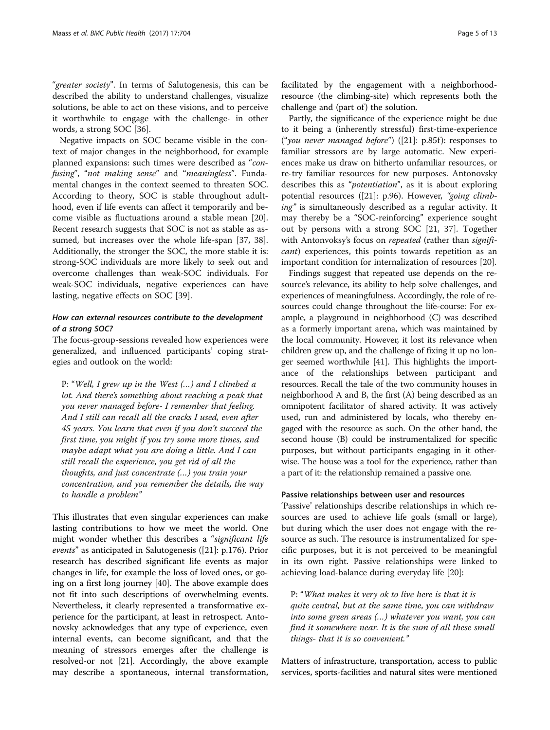"*greater society*". In terms of Salutogenesis, this can be described the ability to understand challenges, visualize solutions, be able to act on these visions, and to perceive it worthwhile to engage with the challenge- in other words, a strong SOC [36].

Negative impacts on SOC became visible in the context of major changes in the neighborhood, for example planned expansions: such times were described as "*confusing*", "*not making sense*" and "*meaningless*". Fundamental changes in the context seemed to threaten SOC. According to theory, SOC is stable throughout adulthood, even if life events can affect it temporarily and become visible as fluctuations around a stable mean [20]. Recent research suggests that SOC is not as stable as assumed, but increases over the whole life-span [37, 38]. Additionally, the stronger the SOC, the more stable it is: strong-SOC individuals are more likely to seek out and overcome challenges than weak-SOC individuals. For weak-SOC individuals, negative experiences can have lasting, negative effects on SOC [39].

### *How can external resources contribute to the development of a strong SOC?*

The focus-group-sessions revealed how experiences were generalized, and influenced participants' coping strategies and outlook on the world:

> P: "*Well, I grew up in the West (…) and I climbed a lot. And there's something about reaching a peak that you never managed before- I remember that feeling. And I still can recall all the cracks I used, even after 45 years. You learn that even if you don't succeed the first time, you might if you try some more times, and maybe adapt what you are doing a little. And I can still recall the experience, you get rid of all the thoughts, and just concentrate (…) you train your concentration, and you remember the details, the way to handle a problem*"

This illustrates that even singular experiences can make lasting contributions to how we meet the world. One might wonder whether this describes a "*significant life events*" as anticipated in Salutogenesis ([21]: p.176). Prior research has described significant life events as major changes in life, for example the loss of loved ones, or going on a first long journey [40]. The above example does not fit into such descriptions of overwhelming events. Nevertheless, it clearly represented a transformative experience for the participant, at least in retrospect. Antonovsky acknowledges that any type of experience, even internal events, can become significant, and that the meaning of stressors emerges after the challenge is resolved-or not [21]. Accordingly, the above example may describe a spontaneous, internal transformation, facilitated by the engagement with a neighborhood-resource (the climbing-site) which represents both the challenge and (part of) the solution.

Partly, the significance of the experience might be due to it being a (inherently stressful) first-time-experience ("*you never managed before*") ([21]: p.85f): responses to familiar stressors are by large automatic. New experiences make us draw on hitherto unfamiliar resources, or re-try familiar resources for new purposes. Antonovsky describes this as "*potentiation*", as it is about exploring potential resources ([21]: p.96). However, *"going climbing"* is simultaneously described as a regular activity. It may thereby be a "SOC-reinforcing" experience sought out by persons with a strong SOC [21, 37]. Together with Antonovksy's focus on *repeated* (rather than *significant*) experiences, this points towards repetition as an important condition for internalization of resources [20].

Findings suggest that repeated use depends on the resource's relevance, its ability to help solve challenges, and experiences of meaningfulness. Accordingly, the role of resources could change throughout the life-course: For example, a playground in neighborhood (C) was described as a formerly important arena, which was maintained by the local community. However, it lost its relevance when children grew up, and the challenge of fixing it up no longer seemed worthwhile [41]. This highlights the importance of the relationships between participant and resources. Recall the tale of the two community houses in neighborhood A and B, the first (A) being described as an omnipotent facilitator of shared activity. It was actively used, run and administered by locals, who thereby engaged with the resource as such. On the other hand, the second house (B) could be instrumentalized for specific purposes, but without participants engaging in it otherwise. The house was a tool for the experience, rather than a part of it: the relationship remained a passive one.

### Passive relationships between user and resources

'Passive' relationships describe relationships in which resources are used to achieve life goals (small or large), but during which the user does not engage with the resource as such. The resource is instrumentalized for specific purposes, but it is not perceived to be meaningful in its own right. Passive relationships were linked to achieving load-balance during everyday life [20]:

> P: "*What makes it very ok to live here is that it is quite central, but at the same time, you can withdraw into some green areas (…) whatever you want, you can find it somewhere near. It is the sum of all these small things- that it is so convenient.*"

Matters of infrastructure, transportation, access to public services, sports-facilities and natural sites were mentioned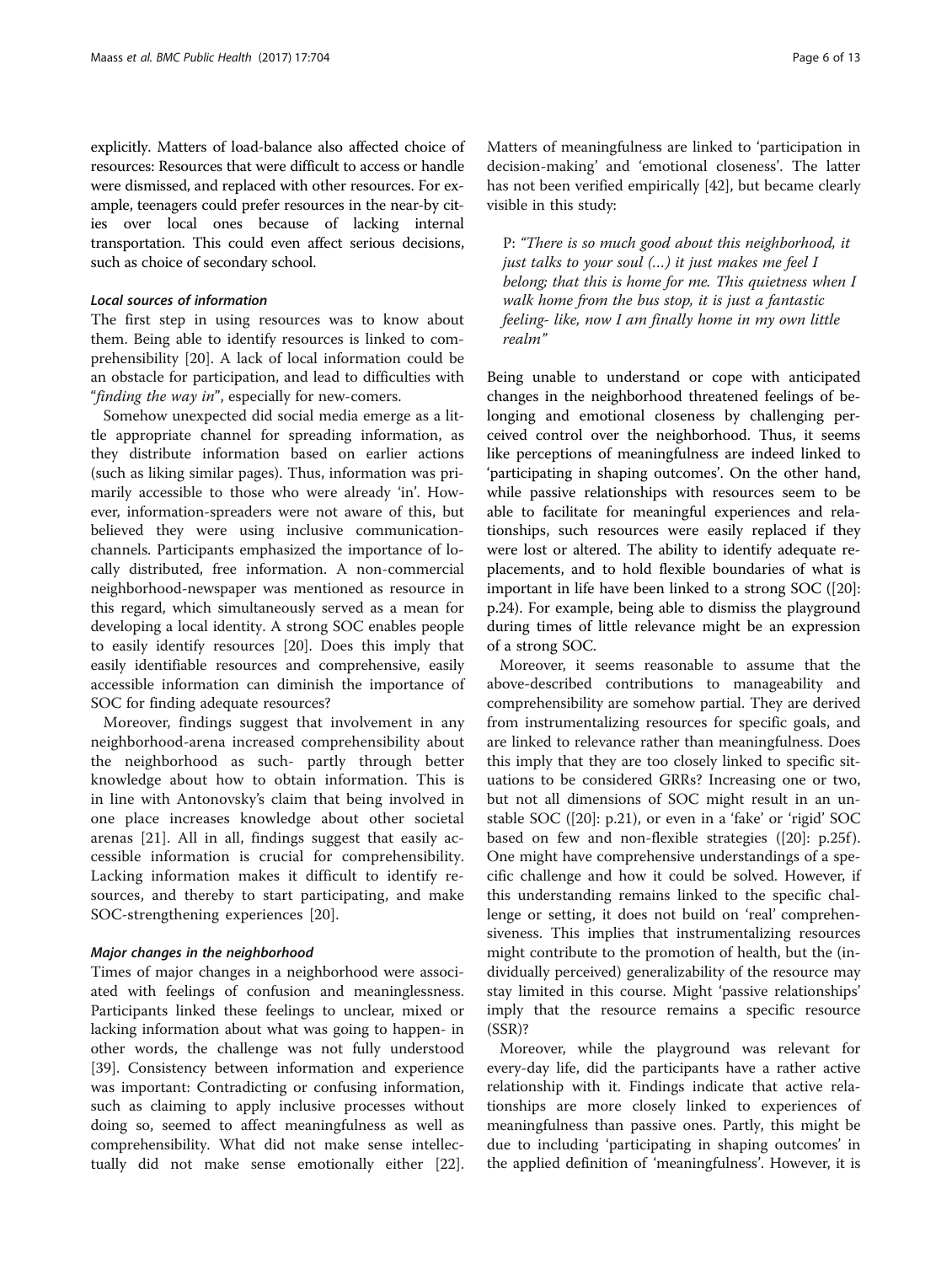explicitly. Matters of load-balance also affected choice of resources: Resources that were difficult to access or handle were dismissed, and replaced with other resources. For example, teenagers could prefer resources in the near-by cities over local ones because of lacking internal transportation. This could even affect serious decisions, such as choice of secondary school.

#### *Local sources of information*

The first step in using resources was to know about them. Being able to identify resources is linked to comprehensibility [20]. A lack of local information could be an obstacle for participation, and lead to difficulties with "*finding the way in*", especially for new-comers.

Somehow unexpected did social media emerge as a little appropriate channel for spreading information, as they distribute information based on earlier actions (such as liking similar pages). Thus, information was primarily accessible to those who were already 'in'. However, information-spreaders were not aware of this, but believed they were using inclusive communication-channels. Participants emphasized the importance of locally distributed, free information. A non-commercial neighborhood-newspaper was mentioned as resource in this regard, which simultaneously served as a mean for developing a local identity. A strong SOC enables people to easily identify resources [20]. Does this imply that easily identifiable resources and comprehensive, easily accessible information can diminish the importance of SOC for finding adequate resources?

Moreover, findings suggest that involvement in any neighborhood-arena increased comprehensibility about the neighborhood as such- partly through better knowledge about how to obtain information. This is in line with Antonovsky's claim that being involved in one place increases knowledge about other societal arenas [21]. All in all, findings suggest that easily accessible information is crucial for comprehensibility. Lacking information makes it difficult to identify resources, and thereby to start participating, and make SOC-strengthening experiences [20].

#### *Major changes in the neighborhood*

Times of major changes in a neighborhood were associated with feelings of confusion and meaninglessness. Participants linked these feelings to unclear, mixed or lacking information about what was going to happen- in other words, the challenge was not fully understood [39]. Consistency between information and experience was important: Contradicting or confusing information, such as claiming to apply inclusive processes without doing so, seemed to affect meaningfulness as well as comprehensibility. What did not make sense intellectually did not make sense emotionally either [22]. Matters of meaningfulness are linked to 'participation in decision-making' and 'emotional closeness'. The latter has not been verified empirically [42], but became clearly visible in this study:

> P: *"There is so much good about this neighborhood, it just talks to your soul (…) it just makes me feel I belong; that this is home for me. This quietness when I walk home from the bus stop, it is just a fantastic feeling- like, now I am finally home in my own little realm"*

Being unable to understand or cope with anticipated changes in the neighborhood threatened feelings of belonging and emotional closeness by challenging perceived control over the neighborhood. Thus, it seems like perceptions of meaningfulness are indeed linked to 'participating in shaping outcomes'. On the other hand, while passive relationships with resources seem to be able to facilitate for meaningful experiences and relationships, such resources were easily replaced if they were lost or altered. The ability to identify adequate replacements, and to hold flexible boundaries of what is important in life have been linked to a strong SOC ([20]: p.24). For example, being able to dismiss the playground during times of little relevance might be an expression of a strong SOC.

Moreover, it seems reasonable to assume that the above-described contributions to manageability and comprehensibility are somehow partial. They are derived from instrumentalizing resources for specific goals, and are linked to relevance rather than meaningfulness. Does this imply that they are too closely linked to specific situations to be considered GRRs? Increasing one or two, but not all dimensions of SOC might result in an unstable SOC ([20]: p.21), or even in a 'fake' or 'rigid' SOC based on few and non-flexible strategies ([20]: p.25f). One might have comprehensive understandings of a specific challenge and how it could be solved. However, if this understanding remains linked to the specific challenge or setting, it does not build on 'real' comprehensiveness. This implies that instrumentalizing resources might contribute to the promotion of health, but the (individually perceived) generalizability of the resource may stay limited in this course. Might 'passive relationships' imply that the resource remains a specific resource (SSR)?

Moreover, while the playground was relevant for every-day life, did the participants have a rather active relationship with it. Findings indicate that active relationships are more closely linked to experiences of meaningfulness than passive ones. Partly, this might be due to including 'participating in shaping outcomes' in the applied definition of 'meaningfulness'. However, it is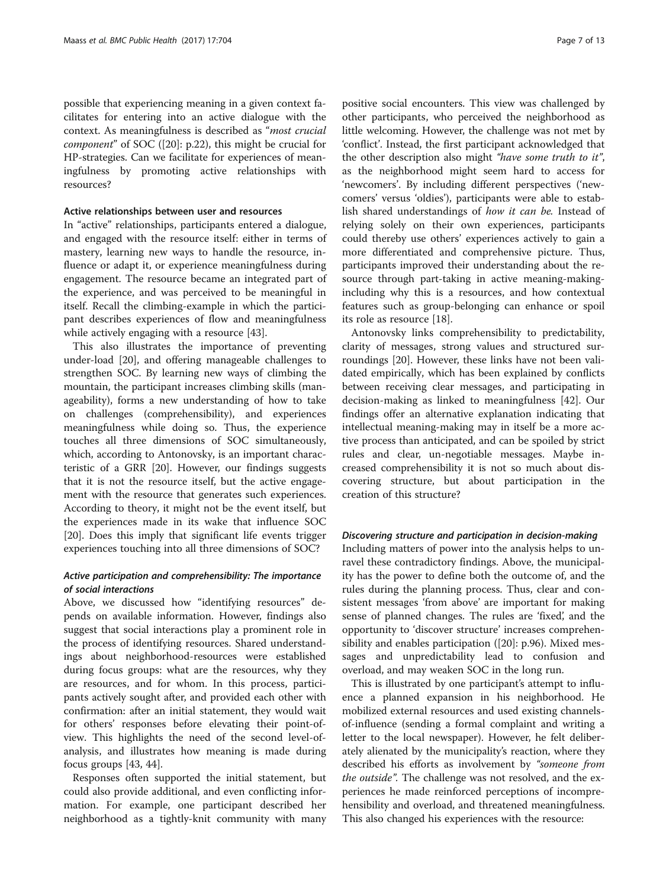possible that experiencing meaning in a given context facilitates for entering into an active dialogue with the context. As meaningfulness is described as "*most crucial component*" of SOC ([20]: p.22), this might be crucial for HP-strategies. Can we facilitate for experiences of meaningfulness by promoting active relationships with resources?

### Active relationships between user and resources

In "active" relationships, participants entered a dialogue, and engaged with the resource itself: either in terms of mastery, learning new ways to handle the resource, influence or adapt it, or experience meaningfulness during engagement. The resource became an integrated part of the experience, and was perceived to be meaningful in itself. Recall the climbing-example in which the participant describes experiences of flow and meaningfulness while actively engaging with a resource [43].

This also illustrates the importance of preventing under-load [20], and offering manageable challenges to strengthen SOC. By learning new ways of climbing the mountain, the participant increases climbing skills (manageability), forms a new understanding of how to take on challenges (comprehensibility), and experiences meaningfulness while doing so. Thus, the experience touches all three dimensions of SOC simultaneously, which, according to Antonovsky, is an important characteristic of a GRR [20]. However, our findings suggests that it is not the resource itself, but the active engagement with the resource that generates such experiences. According to theory, it might not be the event itself, but the experiences made in its wake that influence SOC [20]. Does this imply that significant life events trigger experiences touching into all three dimensions of SOC?

### *Active participation and comprehensibility: The importance of social interactions*

Above, we discussed how "identifying resources" depends on available information. However, findings also suggest that social interactions play a prominent role in the process of identifying resources. Shared understandings about neighborhood-resources were established during focus groups: what are the resources, why they are resources, and for whom. In this process, participants actively sought after, and provided each other with confirmation: after an initial statement, they would wait for others' responses before elevating their point-of-view. This highlights the need of the second level-of-analysis, and illustrates how meaning is made during focus groups [43, 44].

Responses often supported the initial statement, but could also provide additional, and even conflicting information. For example, one participant described her neighborhood as a tightly-knit community with many positive social encounters. This view was challenged by other participants, who perceived the neighborhood as little welcoming. However, the challenge was not met by 'conflict'. Instead, the first participant acknowledged that the other description also might *"have some truth to it"*, as the neighborhood might seem hard to access for 'newcomers'. By including different perspectives ('newcomers' versus 'oldies'), participants were able to establish shared understandings of *how it can be*. Instead of relying solely on their own experiences, participants could thereby use others' experiences actively to gain a more differentiated and comprehensive picture. Thus, participants improved their understanding about the resource through part-taking in active meaning-making-including why this is a resources, and how contextual features such as group-belonging can enhance or spoil its role as resource [18].

Antonovsky links comprehensibility to predictability, clarity of messages, strong values and structured surroundings [20]. However, these links have not been validated empirically, which has been explained by conflicts between receiving clear messages, and participating in decision-making as linked to meaningfulness [42]. Our findings offer an alternative explanation indicating that intellectual meaning-making may in itself be a more active process than anticipated, and can be spoiled by strict rules and clear, un-negotiable messages. Maybe increased comprehensibility it is not so much about discovering structure, but about participation in the creation of this structure?

#### *Discovering structure and participation in decision-making*

Including matters of power into the analysis helps to unravel these contradictory findings. Above, the municipality has the power to define both the outcome of, and the rules during the planning process. Thus, clear and consistent messages 'from above' are important for making sense of planned changes. The rules are 'fixed', and the opportunity to 'discover structure' increases comprehensibility and enables participation ([20]: p.96). Mixed messages and unpredictability lead to confusion and overload, and may weaken SOC in the long run.

This is illustrated by one participant's attempt to influence a planned expansion in his neighborhood. He mobilized external resources and used existing channels-of-influence (sending a formal complaint and writing a letter to the local newspaper). However, he felt deliberately alienated by the municipality's reaction, where they described his efforts as involvement by *"someone from the outside"*. The challenge was not resolved, and the experiences he made reinforced perceptions of incomprehensibility and overload, and threatened meaningfulness. This also changed his experiences with the resource: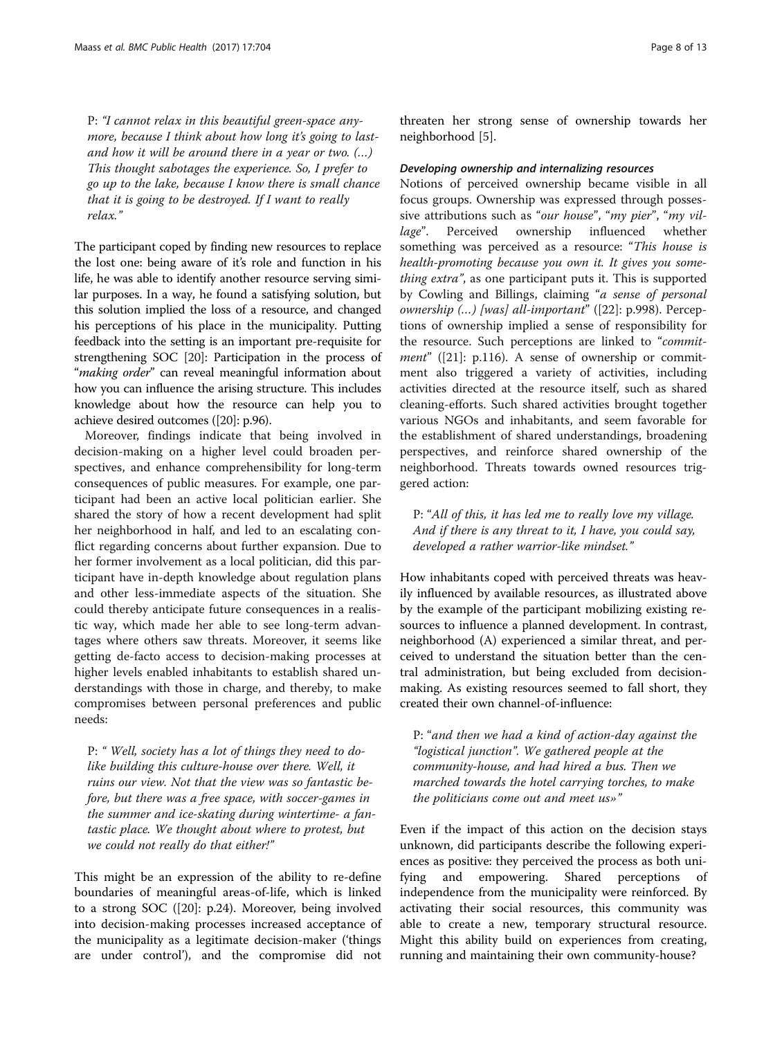P: *"I cannot relax in this beautiful green-space anymore, because I think about how long it's going to last- and how it will be around there in a year or two. (…) This thought sabotages the experience. So, I prefer to go up to the lake, because I know there is small chance that it is going to be destroyed. If I want to really relax."*

The participant coped by finding new resources to replace the lost one: being aware of it's role and function in his life, he was able to identify another resource serving similar purposes. In a way, he found a satisfying solution, but this solution implied the loss of a resource, and changed his perceptions of his place in the municipality. Putting feedback into the setting is an important pre-requisite for strengthening SOC [20]: Participation in the process of "*making order*" can reveal meaningful information about how you can influence the arising structure. This includes knowledge about how the resource can help you to achieve desired outcomes ([20]: p.96).

Moreover, findings indicate that being involved in decision-making on a higher level could broaden perspectives, and enhance comprehensibility for long-term consequences of public measures. For example, one participant had been an active local politician earlier. She shared the story of how a recent development had split her neighborhood in half, and led to an escalating conflict regarding concerns about further expansion. Due to her former involvement as a local politician, did this participant have in-depth knowledge about regulation plans and other less-immediate aspects of the situation. She could thereby anticipate future consequences in a realistic way, which made her able to see long-term advantages where others saw threats. Moreover, it seems like getting de-facto access to decision-making processes at higher levels enabled inhabitants to establish shared understandings with those in charge, and thereby, to make compromises between personal preferences and public needs:

P: *" Well, society has a lot of things they need to do- like building this culture-house over there. Well, it ruins our view. Not that the view was so fantastic before, but there was a free space, with soccer-games in the summer and ice-skating during wintertime- a fantastic place. We thought about where to protest, but we could not really do that either!"*

This might be an expression of the ability to re-define boundaries of meaningful areas-of-life, which is linked to a strong SOC ([20]: p.24). Moreover, being involved into decision-making processes increased acceptance of the municipality as a legitimate decision-maker ('things are under control'), and the compromise did not threaten her strong sense of ownership towards her neighborhood [5].

#### Developing ownership and internalizing resources

Notions of perceived ownership became visible in all focus groups. Ownership was expressed through possessive attributions such as "*our house*", "*my pier*", "*my village*". Perceived ownership influenced whether something was perceived as a resource: "*This house is health-promoting because you own it. It gives you something extra*", as one participant puts it. This is supported by Cowling and Billings, claiming "*a sense of personal ownership (…) [was] all-important*" ([22]: p.998). Perceptions of ownership implied a sense of responsibility for the resource. Such perceptions are linked to "*commitment*" ([21]: p.116). A sense of ownership or commitment also triggered a variety of activities, including activities directed at the resource itself, such as shared cleaning-efforts. Such shared activities brought together various NGOs and inhabitants, and seem favorable for the establishment of shared understandings, broadening perspectives, and reinforce shared ownership of the neighborhood. Threats towards owned resources triggered action:

P: "*All of this, it has led me to really love my village. And if there is any threat to it, I have, you could say, developed a rather warrior-like mindset.*"

How inhabitants coped with perceived threats was heavily influenced by available resources, as illustrated above by the example of the participant mobilizing existing resources to influence a planned development. In contrast, neighborhood (A) experienced a similar threat, and perceived to understand the situation better than the central administration, but being excluded from decision-making. As existing resources seemed to fall short, they created their own channel-of-influence:

P: "*and then we had a kind of action-day against the "logistical junction". We gathered people at the community-house, and had hired a bus. Then we marched towards the hotel carrying torches, to make the politicians come out and meet us»*"

Even if the impact of this action on the decision stays unknown, did participants describe the following experiences as positive: they perceived the process as both unifying and empowering. Shared perceptions of independence from the municipality were reinforced. By activating their social resources, this community was able to create a new, temporary structural resource. Might this ability build on experiences from creating, running and maintaining their own community-house?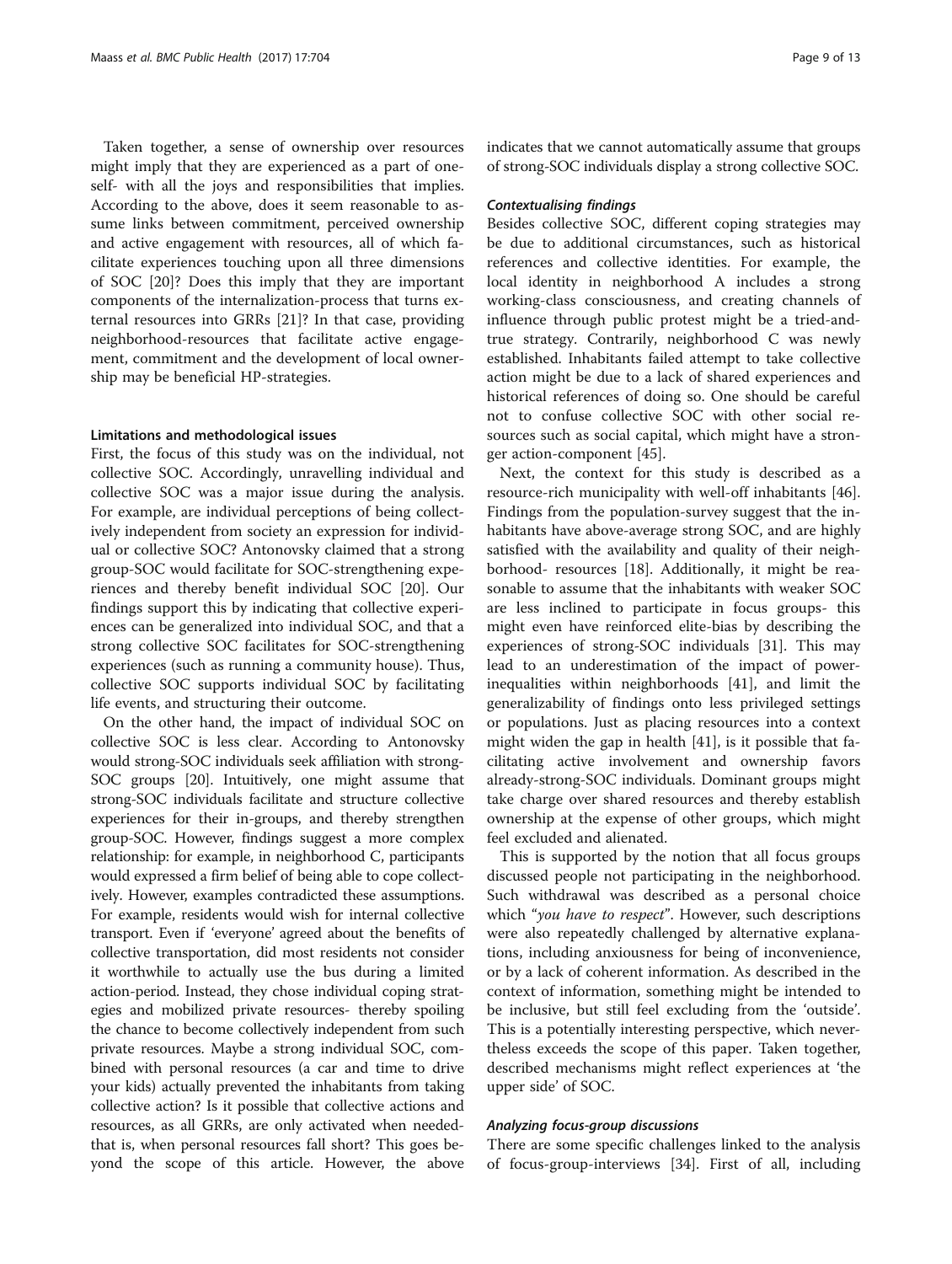Taken together, a sense of ownership over resources might imply that they are experienced as a part of oneself- with all the joys and responsibilities that implies. According to the above, does it seem reasonable to assume links between commitment, perceived ownership and active engagement with resources, all of which facilitate experiences touching upon all three dimensions of SOC [20]? Does this imply that they are important components of the internalization-process that turns external resources into GRRs [21]? In that case, providing neighborhood-resources that facilitate active engagement, commitment and the development of local ownership may be beneficial HP-strategies.

### Limitations and methodological issues

First, the focus of this study was on the individual, not collective SOC. Accordingly, unravelling individual and collective SOC was a major issue during the analysis. For example, are individual perceptions of being collectively independent from society an expression for individual or collective SOC? Antonovsky claimed that a strong group-SOC would facilitate for SOC-strengthening experiences and thereby benefit individual SOC [20]. Our findings support this by indicating that collective experiences can be generalized into individual SOC, and that a strong collective SOC facilitates for SOC-strengthening experiences (such as running a community house). Thus, collective SOC supports individual SOC by facilitating life events, and structuring their outcome.

On the other hand, the impact of individual SOC on collective SOC is less clear. According to Antonovsky would strong-SOC individuals seek affiliation with strong-SOC groups [20]. Intuitively, one might assume that strong-SOC individuals facilitate and structure collective experiences for their in-groups, and thereby strengthen group-SOC. However, findings suggest a more complex relationship: for example, in neighborhood C, participants would expressed a firm belief of being able to cope collectively. However, examples contradicted these assumptions. For example, residents would wish for internal collective transport. Even if 'everyone' agreed about the benefits of collective transportation, did most residents not consider it worthwhile to actually use the bus during a limited action-period. Instead, they chose individual coping strategies and mobilized private resources- thereby spoiling the chance to become collectively independent from such private resources. Maybe a strong individual SOC, combined with personal resources (a car and time to drive your kids) actually prevented the inhabitants from taking collective action? Is it possible that collective actions and resources, as all GRRs, are only activated when needed- that is, when personal resources fall short? This goes beyond the scope of this article. However, the above indicates that we cannot automatically assume that groups of strong-SOC individuals display a strong collective SOC.

#### *Contextualising findings*

Besides collective SOC, different coping strategies may be due to additional circumstances, such as historical references and collective identities. For example, the local identity in neighborhood A includes a strong working-class consciousness, and creating channels of influence through public protest might be a tried-and-true strategy. Contrarily, neighborhood C was newly established. Inhabitants failed attempt to take collective action might be due to a lack of shared experiences and historical references of doing so. One should be careful not to confuse collective SOC with other social resources such as social capital, which might have a stronger action-component [45].

Next, the context for this study is described as a resource-rich municipality with well-off inhabitants [46]. Findings from the population-survey suggest that the inhabitants have above-average strong SOC, and are highly satisfied with the availability and quality of their neighborhood- resources [18]. Additionally, it might be reasonable to assume that the inhabitants with weaker SOC are less inclined to participate in focus groups- this might even have reinforced elite-bias by describing the experiences of strong-SOC individuals [31]. This may lead to an underestimation of the impact of power-inequalities within neighborhoods [41], and limit the generalizability of findings onto less privileged settings or populations. Just as placing resources into a context might widen the gap in health [41], is it possible that facilitating active involvement and ownership favors already-strong-SOC individuals. Dominant groups might take charge over shared resources and thereby establish ownership at the expense of other groups, which might feel excluded and alienated.

This is supported by the notion that all focus groups discussed people not participating in the neighborhood. Such withdrawal was described as a personal choice which "*you have to respect*". However, such descriptions were also repeatedly challenged by alternative explanations, including anxiousness for being of inconvenience, or by a lack of coherent information. As described in the context of information, something might be intended to be inclusive, but still feel excluding from the 'outside'. This is a potentially interesting perspective, which nevertheless exceeds the scope of this paper. Taken together, described mechanisms might reflect experiences at 'the upper side' of SOC.

#### *Analyzing focus-group discussions*

There are some specific challenges linked to the analysis of focus-group-interviews [34]. First of all, including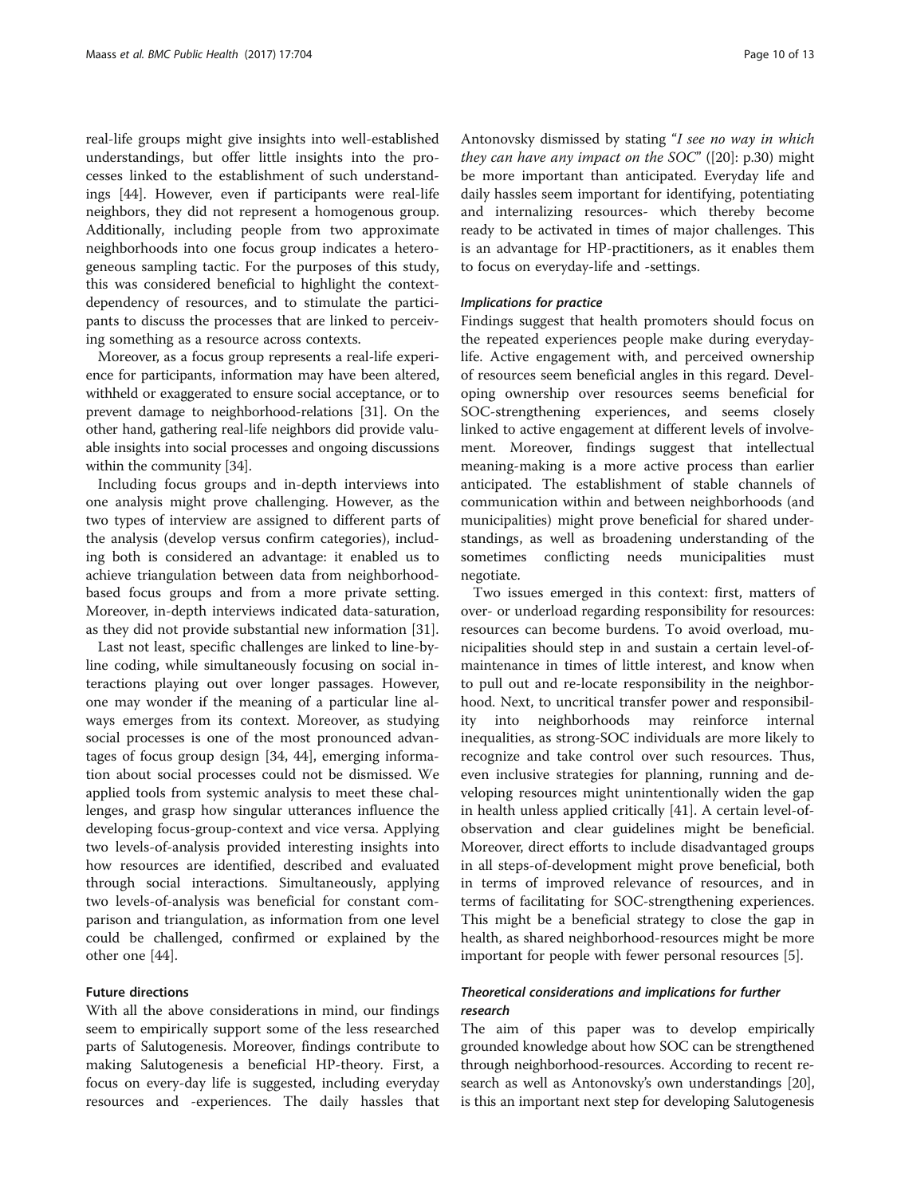real-life groups might give insights into well-established understandings, but offer little insights into the processes linked to the establishment of such understandings [44]. However, even if participants were real-life neighbors, they did not represent a homogenous group. Additionally, including people from two approximate neighborhoods into one focus group indicates a heterogeneous sampling tactic. For the purposes of this study, this was considered beneficial to highlight the context-dependency of resources, and to stimulate the participants to discuss the processes that are linked to perceiving something as a resource across contexts.

Moreover, as a focus group represents a real-life experience for participants, information may have been altered, withheld or exaggerated to ensure social acceptance, or to prevent damage to neighborhood-relations [31]. On the other hand, gathering real-life neighbors did provide valuable insights into social processes and ongoing discussions within the community [34].

Including focus groups and in-depth interviews into one analysis might prove challenging. However, as the two types of interview are assigned to different parts of the analysis (develop versus confirm categories), including both is considered an advantage: it enabled us to achieve triangulation between data from neighborhood-based focus groups and from a more private setting. Moreover, in-depth interviews indicated data-saturation, as they did not provide substantial new information [31].

Last not least, specific challenges are linked to line-by-line coding, while simultaneously focusing on social interactions playing out over longer passages. However, one may wonder if the meaning of a particular line always emerges from its context. Moreover, as studying social processes is one of the most pronounced advantages of focus group design [34, 44], emerging information about social processes could not be dismissed. We applied tools from systemic analysis to meet these challenges, and grasp how singular utterances influence the developing focus-group-context and vice versa. Applying two levels-of-analysis provided interesting insights into how resources are identified, described and evaluated through social interactions. Simultaneously, applying two levels-of-analysis was beneficial for constant comparison and triangulation, as information from one level could be challenged, confirmed or explained by the other one [44].

### Future directions

With all the above considerations in mind, our findings seem to empirically support some of the less researched parts of Salutogenesis. Moreover, findings contribute to making Salutogenesis a beneficial HP-theory. First, a focus on every-day life is suggested, including everyday resources and -experiences. The daily hassles that Antonovsky dismissed by stating "*I see no way in which they can have any impact on the SOC*" ([20]: p.30) might be more important than anticipated. Everyday life and daily hassles seem important for identifying, potentiating and internalizing resources- which thereby become ready to be activated in times of major challenges. This is an advantage for HP-practitioners, as it enables them to focus on everyday-life and -settings.

#### *Implications for practice*

Findings suggest that health promoters should focus on the repeated experiences people make during everyday-life. Active engagement with, and perceived ownership of resources seem beneficial angles in this regard. Developing ownership over resources seems beneficial for SOC-strengthening experiences, and seems closely linked to active engagement at different levels of involvement. Moreover, findings suggest that intellectual meaning-making is a more active process than earlier anticipated. The establishment of stable channels of communication within and between neighborhoods (and municipalities) might prove beneficial for shared understandings, as well as broadening understanding of the sometimes conflicting needs municipalities must negotiate.

Two issues emerged in this context: first, matters of over- or underload regarding responsibility for resources: resources can become burdens. To avoid overload, municipalities should step in and sustain a certain level-of-maintenance in times of little interest, and know when to pull out and re-locate responsibility in the neighborhood. Next, to uncritical transfer power and responsibility into neighborhoods may reinforce internal inequalities, as strong-SOC individuals are more likely to recognize and take control over such resources. Thus, even inclusive strategies for planning, running and developing resources might unintentionally widen the gap in health unless applied critically [41]. A certain level-of-observation and clear guidelines might be beneficial. Moreover, direct efforts to include disadvantaged groups in all steps-of-development might prove beneficial, both in terms of improved relevance of resources, and in terms of facilitating for SOC-strengthening experiences. This might be a beneficial strategy to close the gap in health, as shared neighborhood-resources might be more important for people with fewer personal resources [5].

#### *Theoretical considerations and implications for further research*

The aim of this paper was to develop empirically grounded knowledge about how SOC can be strengthened through neighborhood-resources. According to recent research as well as Antonovsky's own understandings [20], is this an important next step for developing Salutogenesis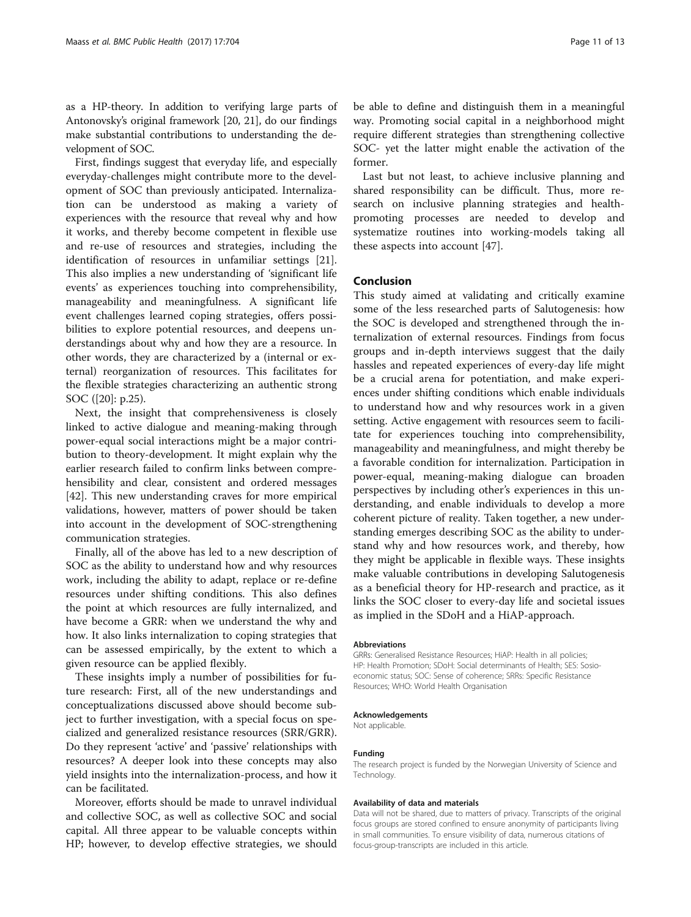as a HP-theory. In addition to verifying large parts of Antonovsky's original framework [20, 21], do our findings make substantial contributions to understanding the development of SOC.

First, findings suggest that everyday life, and especially everyday-challenges might contribute more to the development of SOC than previously anticipated. Internalization can be understood as making a variety of experiences with the resource that reveal why and how it works, and thereby become competent in flexible use and re-use of resources and strategies, including the identification of resources in unfamiliar settings [21]. This also implies a new understanding of 'significant life events' as experiences touching into comprehensibility, manageability and meaningfulness. A significant life event challenges learned coping strategies, offers possibilities to explore potential resources, and deepens understandings about why and how they are a resource. In other words, they are characterized by a (internal or external) reorganization of resources. This facilitates for the flexible strategies characterizing an authentic strong SOC ([20]: p.25).

Next, the insight that comprehensiveness is closely linked to active dialogue and meaning-making through power-equal social interactions might be a major contribution to theory-development. It might explain why the earlier research failed to confirm links between comprehensibility and clear, consistent and ordered messages [42]. This new understanding craves for more empirical validations, however, matters of power should be taken into account in the development of SOC-strengthening communication strategies.

Finally, all of the above has led to a new description of SOC as the ability to understand how and why resources work, including the ability to adapt, replace or re-define resources under shifting conditions. This also defines the point at which resources are fully internalized, and have become a GRR: when we understand the why and how. It also links internalization to coping strategies that can be assessed empirically, by the extent to which a given resource can be applied flexibly.

These insights imply a number of possibilities for future research: First, all of the new understandings and conceptualizations discussed above should become subject to further investigation, with a special focus on specialized and generalized resistance resources (SRR/GRR). Do they represent 'active' and 'passive' relationships with resources? A deeper look into these concepts may also yield insights into the internalization-process, and how it can be facilitated.

Moreover, efforts should be made to unravel individual and collective SOC, as well as collective SOC and social capital. All three appear to be valuable concepts within HP; however, to develop effective strategies, we should be able to define and distinguish them in a meaningful way. Promoting social capital in a neighborhood might require different strategies than strengthening collective SOC- yet the latter might enable the activation of the former.

Last but not least, to achieve inclusive planning and shared responsibility can be difficult. Thus, more research on inclusive planning strategies and health-promoting processes are needed to develop and systematize routines into working-models taking all these aspects into account [47].

## Conclusion

This study aimed at validating and critically examine some of the less researched parts of Salutogenesis: how the SOC is developed and strengthened through the internalization of external resources. Findings from focus groups and in-depth interviews suggest that the daily hassles and repeated experiences of every-day life might be a crucial arena for potentiation, and make experiences under shifting conditions which enable individuals to understand how and why resources work in a given setting. Active engagement with resources seem to facilitate for experiences touching into comprehensibility, manageability and meaningfulness, and might thereby be a favorable condition for internalization. Participation in power-equal, meaning-making dialogue can broaden perspectives by including other's experiences in this understanding, and enable individuals to develop a more coherent picture of reality. Taken together, a new understanding emerges describing SOC as the ability to understand why and how resources work, and thereby, how they might be applicable in flexible ways. These insights make valuable contributions in developing Salutogenesis as a beneficial theory for HP-research and practice, as it links the SOC closer to every-day life and societal issues as implied in the SDoH and a HiAP-approach.

#### Abbreviations

GRRs: Generalised Resistance Resources; HiAP: Health in all policies; HP: Health Promotion; SDoH: Social determinants of Health; SES: Sosio-economic status; SOC: Sense of coherence; SRRs: Specific Resistance Resources; WHO: World Health Organisation

#### Acknowledgements

Not applicable.

#### Funding

The research project is funded by the Norwegian University of Science and Technology.

#### Availability of data and materials

Data will not be shared, due to matters of privacy. Transcripts of the original focus groups are stored confined to ensure anonymity of participants living in small communities. To ensure visibility of data, numerous citations of focus-group-transcripts are included in this article.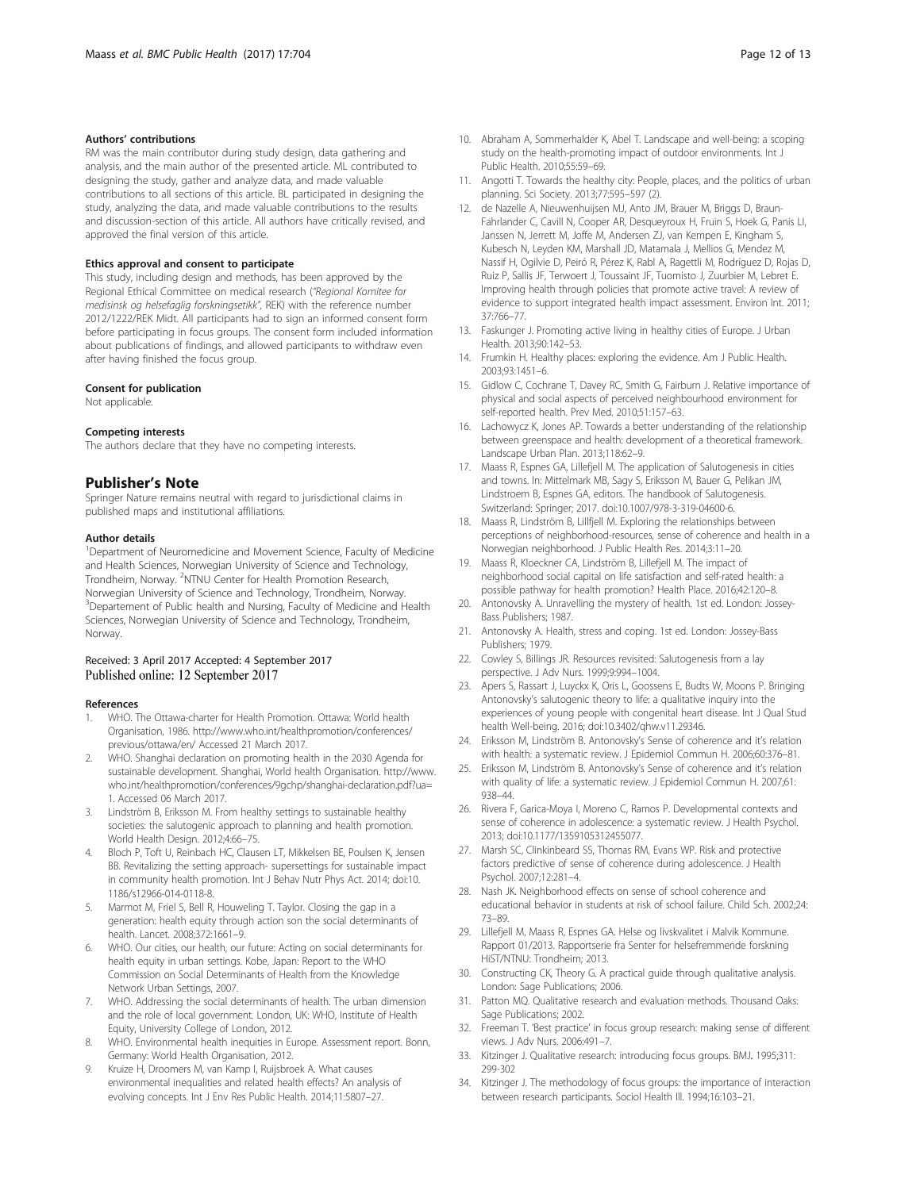#### Authors' contributions

RM was the main contributor during study design, data gathering and analysis, and the main author of the presented article. ML contributed to designing the study, gather and analyze data, and made valuable contributions to all sections of this article. BL participated in designing the study, analyzing the data, and made valuable contributions to the results and discussion-section of this article. All authors have critically revised, and approved the final version of this article.

#### Ethics approval and consent to participate

This study, including design and methods, has been approved by the Regional Ethical Committee on medical research (*"Regional Komitee for medisinsk og helsefaglig forskningsetikk"*, REK) with the reference number 2012/1222/REK Midt. All participants had to sign an informed consent form before participating in focus groups. The consent form included information about publications of findings, and allowed participants to withdraw even after having finished the focus group.

#### Consent for publication

Not applicable.

#### Competing interests

The authors declare that they have no competing interests.

## Publisher's Note

Springer Nature remains neutral with regard to jurisdictional claims in published maps and institutional affiliations.

#### Author details

[1]Department of Neuromedicine and Movement Science, Faculty of Medicine and Health Sciences, Norwegian University of Science and Technology, Trondheim, Norway. [2]NTNU Center for Health Promotion Research, Norwegian University of Science and Technology, Trondheim, Norway. [3]Departement of Public health and Nursing, Faculty of Medicine and Health Sciences, Norwegian University of Science and Technology, Trondheim, Norway.

Received: 3 April 2017 Accepted: 4 September 2017
Published online: 12 September 2017

#### References

1. WHO. The Ottawa-charter for Health Promotion. Ottawa: World health Organisation, 1986. http://www.who.int/healthpromotion/conferences/previous/ottawa/en/ Accessed 21 March 2017.
2. WHO. Shanghai declaration on promoting health in the 2030 Agenda for sustainable development. Shanghai, World health Organisation. http://www.who.int/healthpromotion/conferences/9gchp/shanghai-declaration.pdf?ua=1. Accessed 06 March 2017.
3. Lindström B, Eriksson M. From healthy settings to sustainable healthy societies: the salutogenic approach to planning and health promotion. World Health Design. 2012;4:66–75.
4. Bloch P, Toft U, Reinbach HC, Clausen LT, Mikkelsen BE, Poulsen K, Jensen BB. Revitalizing the setting approach- supersettings for sustainable impact in community health promotion. Int J Behav Nutr Phys Act. 2014; doi:10.1186/s12966-014-0118-8.
5. Marmot M, Friel S, Bell R, Houweling T. Taylor. Closing the gap in a generation: health equity through action son the social determinants of health. Lancet. 2008;372:1661–9.
6. WHO. Our cities, our health, our future: Acting on social determinants for health equity in urban settings. Kobe, Japan: Report to the WHO Commission on Social Determinants of Health from the Knowledge Network Urban Settings, 2007.
7. WHO. Addressing the social determinants of health. The urban dimension and the role of local government. London, UK: WHO, Institute of Health Equity, University College of London, 2012.
8. WHO. Environmental health inequities in Europe. Assessment report. Bonn, Germany: World Health Organisation, 2012.
9. Kruize H, Droomers M, van Kamp I, Ruijsbroek A. What causes environmental inequalities and related health effects? An analysis of evolving concepts. Int J Env Res Public Health. 2014;11:5807–27.
10. Abraham A, Sommerhalder K, Abel T. Landscape and well-being: a scoping study on the health-promoting impact of outdoor environments. Int J Public Health. 2010;55:59–69.
11. Angotti T. Towards the healthy city: People, places, and the politics of urban planning. Sci Society. 2013;77:595–597 (2).
12. de Nazelle A, Nieuwenhuijsen MJ, Anto JM, Brauer M, Briggs D, Braun-Fahrlander C, Cavill N, Cooper AR, Desqueyroux H, Fruin S, Hoek G, Panis LI, Janssen N, Jerrett M, Joffe M, Andersen ZJ, van Kempen E, Kingham S, Kubesch N, Leyden KM, Marshall JD, Matamala J, Mellios G, Mendez M, Nassif H, Ogilvie D, Peiró R, Pérez K, Rabl A, Ragettli M, Rodríguez D, Rojas D, Ruiz P, Sallis JF, Terwoert J, Toussaint JF, Tuomisto J, Zuurbier M, Lebret E. Improving health through policies that promote active travel: A review of evidence to support integrated health impact assessment. Environ Int. 2011; 37:766–77.
13. Faskunger J. Promoting active living in healthy cities of Europe. J Urban Health. 2013;90:142–53.
14. Frumkin H. Healthy places: exploring the evidence. Am J Public Health. 2003;93:1451–6.
15. Gidlow C, Cochrane T, Davey RC, Smith G, Fairburn J. Relative importance of physical and social aspects of perceived neighbourhood environment for self-reported health. Prev Med. 2010;51:157–63.
16. Lachowycz K, Jones AP. Towards a better understanding of the relationship between greenspace and health: development of a theoretical framework. Landscape Urban Plan. 2013;118:62–9.
17. Maass R, Espnes GA, Lillefjell M. The application of Salutogenesis in cities and towns. In: Mittelmark MB, Sagy S, Eriksson M, Bauer G, Pelikan JM, Lindstroem B, Espnes GA, editors. The handbook of Salutogenesis. Switzerland: Springer; 2017. doi:10.1007/978-3-319-04600-6.
18. Maass R, Lindström B, Lillfjell M. Exploring the relationships between perceptions of neighborhood-resources, sense of coherence and health in a Norwegian neighborhood. J Public Health Res. 2014;3:11–20.
19. Maass R, Kloeckner CA, Lindström B, Lillefjell M. The impact of neighborhood social capital on life satisfaction and self-rated health: a possible pathway for health promotion? Health Place. 2016;42:120–8.
20. Antonovsky A. Unravelling the mystery of health. 1st ed. London: Jossey-Bass Publishers; 1987.
21. Antonovsky A. Health, stress and coping. 1st ed. London: Jossey-Bass Publishers; 1979.
22. Cowley S, Billings JR. Resources revisited: Salutogenesis from a lay perspective. J Adv Nurs. 1999;9:994–1004.
23. Apers S, Rassart J, Luyckx K, Oris L, Goossens E, Budts W, Moons P. Bringing Antonovsky's salutogenic theory to life: a qualitative inquiry into the experiences of young people with congenital heart disease. Int J Qual Stud health Well-being. 2016; doi:10.3402/qhw.v11.29346.
24. Eriksson M, Lindström B. Antonovsky's Sense of coherence and it's relation with health: a systematic review. J Epidemiol Commun H. 2006;60:376–81.
25. Eriksson M, Lindström B. Antonovsky's Sense of coherence and it's relation with quality of life: a systematic review. J Epidemiol Commun H. 2007;61: 938–44.
26. Rivera F, Garica-Moya I, Moreno C, Ramos P. Developmental contexts and sense of coherence in adolescence: a systematic review. J Health Psychol. 2013; doi:10.1177/1359105312455077.
27. Marsh SC, Clinkinbeard SS, Thomas RM, Evans WP. Risk and protective factors predictive of sense of coherence during adolescence. J Health Psychol. 2007;12:281–4.
28. Nash JK. Neighborhood effects on sense of school coherence and educational behavior in students at risk of school failure. Child Sch. 2002;24: 73–89.
29. Lillefjell M, Maass R, Espnes GA. Helse og livskvalitet i Malvik Kommune. Rapport 01/2013. Rapportserie fra Senter for helsefremmende forskning HiST/NTNU: Trondheim; 2013.
30. Constructing CK, Theory G. A practical guide through qualitative analysis. London: Sage Publications; 2006.
31. Patton MQ. Qualitative research and evaluation methods. Thousand Oaks: Sage Publications; 2002.
32. Freeman T. 'Best practice' in focus group research: making sense of different views. J Adv Nurs. 2006:491–7.
33. Kitzinger J. Qualitative research: introducing focus groups. BMJ. 1995;311: 299-302
34. Kitzinger J. The methodology of focus groups: the importance of interaction between research participants. Sociol Health Ill. 1994;16:103–21.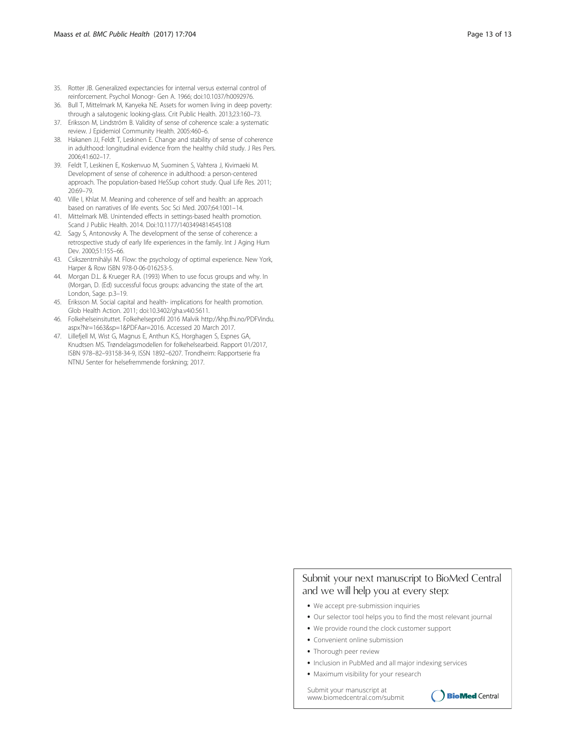35. Rotter JB. Generalized expectancies for internal versus external control of reinforcement. Psychol Monogr- Gen A. 1966; doi:10.1037/h0092976.
36. Bull T, Mittelmark M, Kanyeka NE. Assets for women living in deep poverty: through a salutogenic looking-glass. Crit Public Health. 2013;23:160–73.
37. Eriksson M, Lindström B. Validity of sense of coherence scale: a systematic review. J Epidemiol Community Health. 2005:460–6.
38. Hakanen JJ, Feldt T, Leskinen E. Change and stability of sense of coherence in adulthood: longitudinal evidence from the healthy child study. J Res Pers. 2006;41:602–17.
39. Feldt T, Leskinen E, Koskenvuo M, Suominen S, Vahtera J, Kivimaeki M. Development of sense of coherence in adulthood: a person-centered approach. The population-based HeSSup cohort study. Qual Life Res. 2011; 20:69–79.
40. Ville I, Khlat M. Meaning and coherence of self and health: an approach based on narratives of life events. Soc Sci Med. 2007;64:1001–14.
41. Mittelmark MB. Unintended effects in settings-based health promotion. Scand J Public Health. 2014. Doi:10.1177/1403494814545108
42. Sagy S, Antonovsky A. The development of the sense of coherence: a retrospective study of early life experiences in the family. Int J Aging Hum Dev. 2000;51:155–66.
43. Csikszentmihályi M. Flow: the psychology of optimal experience. New York, Harper & Row ISBN 978-0-06-016253-5.
44. Morgan D.L. & Krueger R.A. (1993) When to use focus groups and why. In (Morgan, D. (Ed) successful focus groups: advancing the state of the art. London, Sage. p.3–19.
45. Eriksson M. Social capital and health- implications for health promotion. Glob Health Action. 2011; doi:10.3402/gha.v4i0.5611.
46. Folkehelseinsituttet. Folkehelseprofil 2016 Malvik http://khp.fhi.no/PDFVindu.aspx?Nr=1663&sp=1&PDFAar=2016. Accessed 20 March 2017.
47. Lillefjell M, Wist G, Magnus E, Anthun K.S, Horghagen S, Espnes GA, Knudtsen MS. Trøndelagsmodellen for folkehelsearbeid. Rapport 01/2017, ISBN 978–82–93158-34-9, ISSN 1892–6207. Trondheim: Rapportserie fra NTNU Senter for helsefremmende forskning; 2017.

Submit your next manuscript to BioMed Central and we will help you at every step:

- We accept pre-submission inquiries
- Our selector tool helps you to find the most relevant journal
- We provide round the clock customer support
- Convenient online submission
- Thorough peer review
- Inclusion in PubMed and all major indexing services
- Maximum visibility for your research

Submit your manuscript at www.biomedcentral.com/submit

BioMed Central